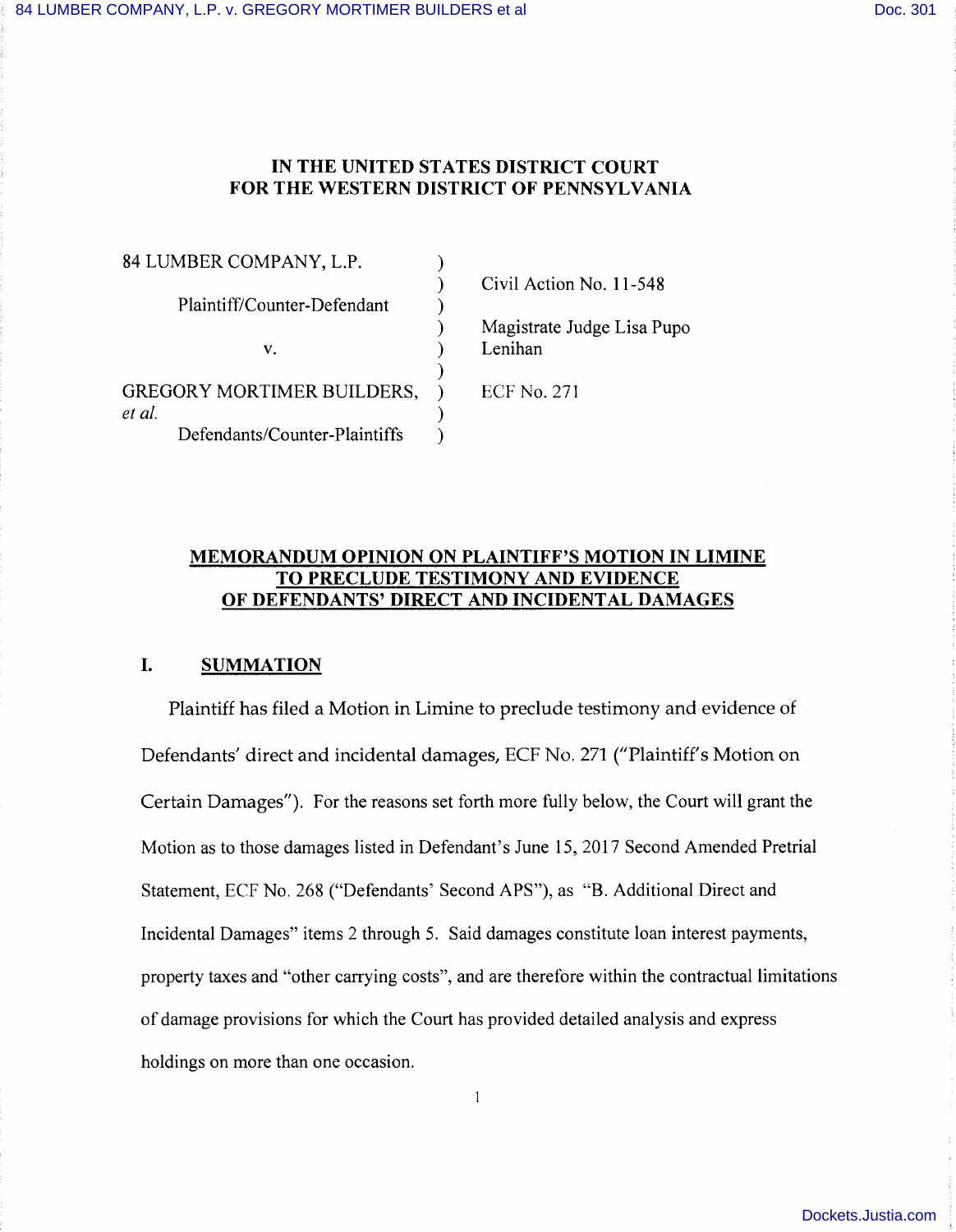# IN THE UNITED STATES DISTRICT COURT FOR THE WESTERN DISTRICT OF PENNSYLVANIA

| | | |
|---|---|---|
| 84 LUMBER COMPANY, L.P. | ) | Civil Action No. 11-548 |
| Plaintiff/Counter-Defendant | ) | |
| v. | ) | Magistrate Judge Lisa Pupo Lenihan |
| GREGORY MORTIMER BUILDERS, *et al.* | ) | ECF No. 271 |
| Defendants/Counter-Plaintiffs | ) | |

**MEMORANDUM OPINION ON PLAINTIFF'S MOTION IN LIMINE TO PRECLUDE TESTIMONY AND EVIDENCE OF DEFENDANTS' DIRECT AND INCIDENTAL DAMAGES**

## I. SUMMATION

Plaintiff has filed a Motion in Limine to preclude testimony and evidence of Defendants' direct and incidental damages, ECF No. 271 ("Plaintiff's Motion on Certain Damages"). For the reasons set forth more fully below, the Court will grant the Motion as to those damages listed in Defendant's June 15, 2017 Second Amended Pretrial Statement, ECF No. 268 ("Defendants' Second APS"), as "B. Additional Direct and Incidental Damages" items 2 through 5. Said damages constitute loan interest payments, property taxes and "other carrying costs", and are therefore within the contractual limitations of damage provisions for which the Court has provided detailed analysis and express holdings on more than one occasion.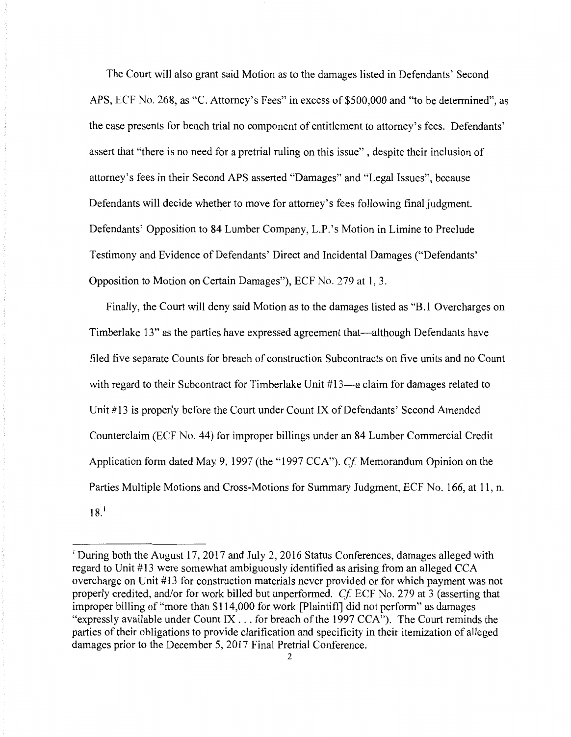The Court will also grant said Motion as to the damages listed in Defendants' Second APS, ECF No. 268, as "C. Attorney's Fees" in excess of \$500,000 and "to be determined", as the case presents for bench trial no component of entitlement to attorney's fees. Defendants' assert that "there is no need for a pretrial ruling on this issue" , despite their inclusion of attorney's fees in their Second APS asserted "Damages" and "Legal Issues", because Defendants will decide whether to move for attorney's fees following final judgment. Defendants' Opposition to 84 Lumber Company, L.P.'s Motion in Limine to Preclude Testimony and Evidence of Defendants' Direct and Incidental Damages ("Defendants' Opposition to Motion on Certain Damages"), ECF No. 279 at 1, 3.

Finally, the Court will deny said Motion as to the damages listed as "B.1 Overcharges on Timberlake 13" as the parties have expressed agreement that—although Defendants have filed five separate Counts for breach of construction Subcontracts on five units and no Count with regard to their Subcontract for Timberlake Unit #13—a claim for damages related to Unit #13 is properly before the Court under Count IX of Defendants' Second Amended Counterclaim (ECF No. 44) for improper billings under an 84 Lumber Commercial Credit Application form dated May 9, 1997 (the "1997 CCA"). *Cf.* Memorandum Opinion on the Parties Multiple Motions and Cross-Motions for Summary Judgment, ECF No. 166, at 11, n. 18.[1]

---

[1] During both the August 17, 2017 and July 2, 2016 Status Conferences, damages alleged with regard to Unit #13 were somewhat ambiguously identified as arising from an alleged CCA overcharge on Unit #13 for construction materials never provided or for which payment was not properly credited, and/or for work billed but unperformed. *Cf.* ECF No. 279 at 3 (asserting that improper billing of "more than \$114,000 for work [Plaintiff] did not perform" as damages "expressly available under Count IX . . . for breach of the 1997 CCA"). The Court reminds the parties of their obligations to provide clarification and specificity in their itemization of alleged damages prior to the December 5, 2017 Final Pretrial Conference.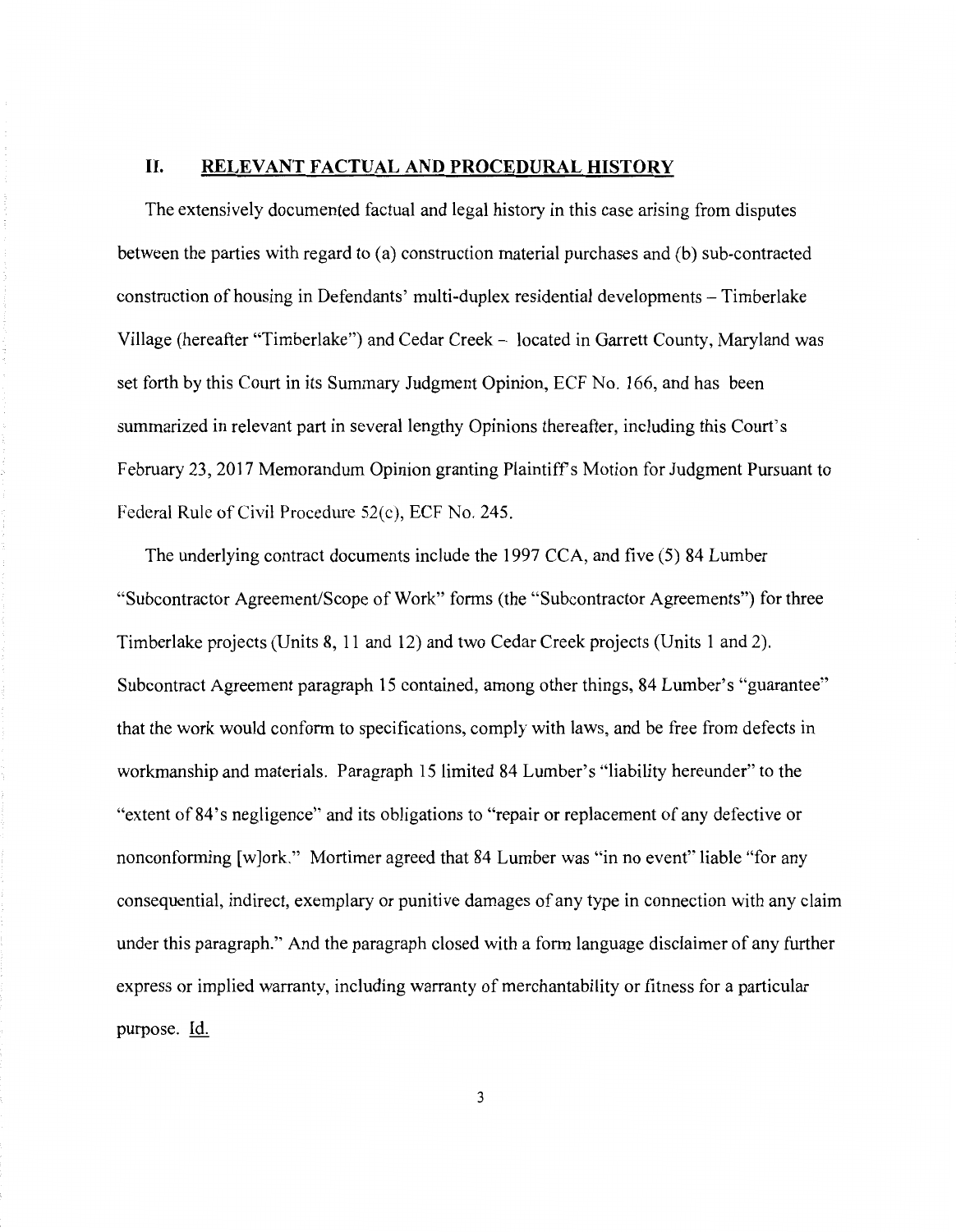## II. RELEVANT FACTUAL AND PROCEDURAL HISTORY

The extensively documented factual and legal history in this case arising from disputes between the parties with regard to (a) construction material purchases and (b) sub-contracted construction of housing in Defendants' multi-duplex residential developments – Timberlake Village (hereafter "Timberlake") and Cedar Creek – located in Garrett County, Maryland was set forth by this Court in its Summary Judgment Opinion, ECF No. 166, and has been summarized in relevant part in several lengthy Opinions thereafter, including this Court's February 23, 2017 Memorandum Opinion granting Plaintiff's Motion for Judgment Pursuant to Federal Rule of Civil Procedure 52(c), ECF No. 245.

The underlying contract documents include the 1997 CCA, and five (5) 84 Lumber "Subcontractor Agreement/Scope of Work" forms (the "Subcontractor Agreements") for three Timberlake projects (Units 8, 11 and 12) and two Cedar Creek projects (Units 1 and 2). Subcontract Agreement paragraph 15 contained, among other things, 84 Lumber's "guarantee" that the work would conform to specifications, comply with laws, and be free from defects in workmanship and materials. Paragraph 15 limited 84 Lumber's "liability hereunder" to the "extent of 84's negligence" and its obligations to "repair or replacement of any defective or nonconforming [w]ork." Mortimer agreed that 84 Lumber was "in no event" liable "for any consequential, indirect, exemplary or punitive damages of any type in connection with any claim under this paragraph." And the paragraph closed with a form language disclaimer of any further express or implied warranty, including warranty of merchantability or fitness for a particular purpose. Id.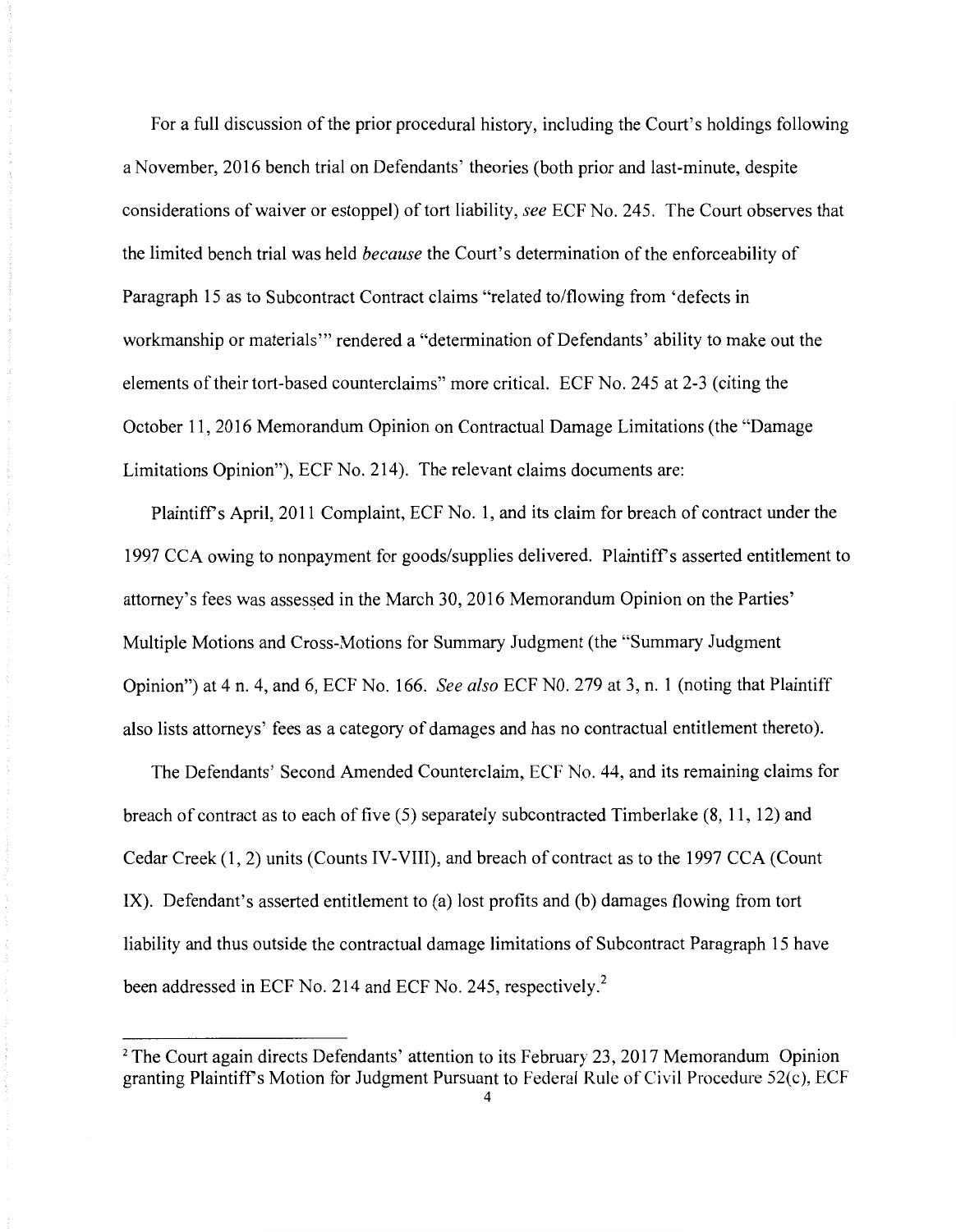For a full discussion of the prior procedural history, including the Court's holdings following a November, 2016 bench trial on Defendants' theories (both prior and last-minute, despite considerations of waiver or estoppel) of tort liability, *see* ECF No. 245. The Court observes that the limited bench trial was held *because* the Court's determination of the enforceability of Paragraph 15 as to Subcontract Contract claims "related to/flowing from 'defects in workmanship or materials'" rendered a "determination of Defendants' ability to make out the elements of their tort-based counterclaims" more critical. ECF No. 245 at 2-3 (citing the October 11, 2016 Memorandum Opinion on Contractual Damage Limitations (the "Damage Limitations Opinion"), ECF No. 214). The relevant claims documents are:

Plaintiff's April, 2011 Complaint, ECF No. 1, and its claim for breach of contract under the 1997 CCA owing to nonpayment for goods/supplies delivered. Plaintiff's asserted entitlement to attorney's fees was assessed in the March 30, 2016 Memorandum Opinion on the Parties' Multiple Motions and Cross-Motions for Summary Judgment (the "Summary Judgment Opinion") at 4 n. 4, and 6, ECF No. 166. *See also* ECF N0. 279 at 3, n. 1 (noting that Plaintiff also lists attorneys' fees as a category of damages and has no contractual entitlement thereto).

The Defendants' Second Amended Counterclaim, ECF No. 44, and its remaining claims for breach of contract as to each of five (5) separately subcontracted Timberlake (8, 11, 12) and Cedar Creek (1, 2) units (Counts IV-VIII), and breach of contract as to the 1997 CCA (Count IX). Defendant's asserted entitlement to (a) lost profits and (b) damages flowing from tort liability and thus outside the contractual damage limitations of Subcontract Paragraph 15 have been addressed in ECF No. 214 and ECF No. 245, respectively.[2]

---

[2] The Court again directs Defendants' attention to its February 23, 2017 Memorandum Opinion granting Plaintiff's Motion for Judgment Pursuant to Federal Rule of Civil Procedure 52(c), ECF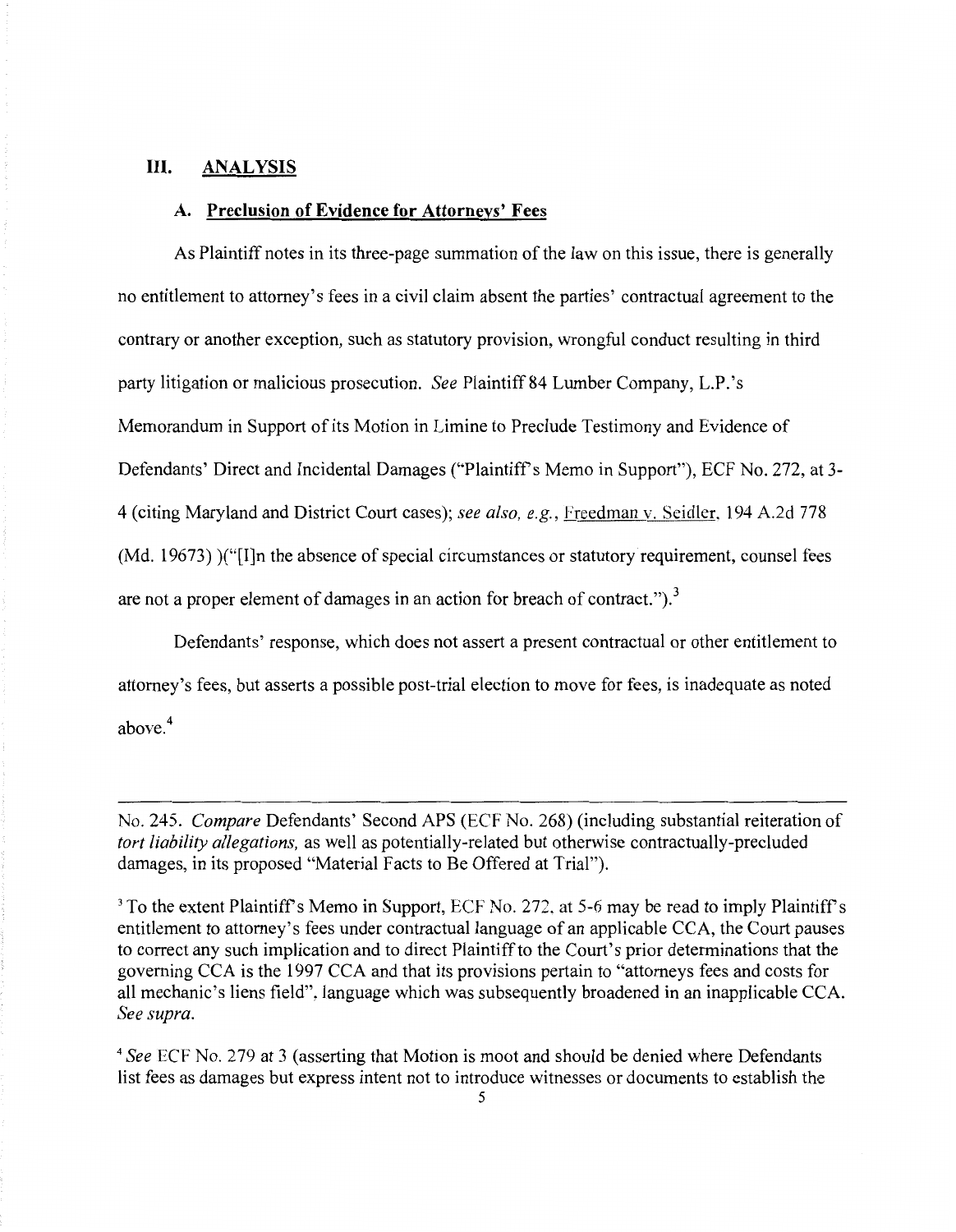## III. ANALYSIS

### A. Preclusion of Evidence for Attorneys' Fees

As Plaintiff notes in its three-page summation of the law on this issue, there is generally no entitlement to attorney's fees in a civil claim absent the parties' contractual agreement to the contrary or another exception, such as statutory provision, wrongful conduct resulting in third party litigation or malicious prosecution. *See* Plaintiff 84 Lumber Company, L.P.'s Memorandum in Support of its Motion in Limine to Preclude Testimony and Evidence of Defendants' Direct and Incidental Damages ("Plaintiff's Memo in Support"), ECF No. 272, at 3-4 (citing Maryland and District Court cases); *see also, e.g.*, Freedman v. Seidler, 194 A.2d 778 (Md. 19673) )("[I]n the absence of special circumstances or statutory requirement, counsel fees are not a proper element of damages in an action for breach of contract.").[3]

Defendants' response, which does not assert a present contractual or other entitlement to attorney's fees, but asserts a possible post-trial election to move for fees, is inadequate as noted above.[4]

---

No. 245. *Compare* Defendants' Second APS (ECF No. 268) (including substantial reiteration of *tort liability allegations*, as well as potentially-related but otherwise contractually-precluded damages, in its proposed "Material Facts to Be Offered at Trial").

[3] To the extent Plaintiff's Memo in Support, ECF No. 272, at 5-6 may be read to imply Plaintiff's entitlement to attorney's fees under contractual language of an applicable CCA, the Court pauses to correct any such implication and to direct Plaintiff to the Court's prior determinations that the governing CCA is the 1997 CCA and that its provisions pertain to "attorneys fees and costs for all mechanic's liens field", language which was subsequently broadened in an inapplicable CCA. *See supra*.

[4] *See* ECF No. 279 at 3 (asserting that Motion is moot and should be denied where Defendants list fees as damages but express intent not to introduce witnesses or documents to establish the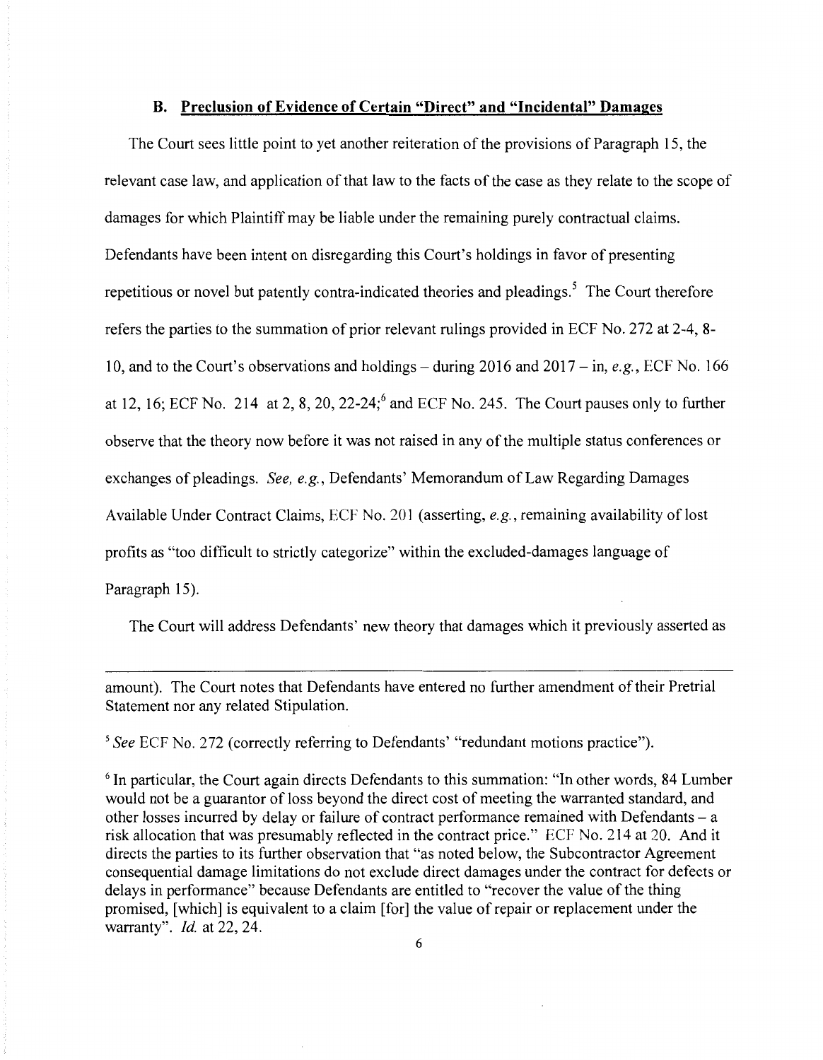### B. Preclusion of Evidence of Certain "Direct" and "Incidental" Damages

The Court sees little point to yet another reiteration of the provisions of Paragraph 15, the relevant case law, and application of that law to the facts of the case as they relate to the scope of damages for which Plaintiff may be liable under the remaining purely contractual claims. Defendants have been intent on disregarding this Court's holdings in favor of presenting repetitious or novel but patently contra-indicated theories and pleadings.[5] The Court therefore refers the parties to the summation of prior relevant rulings provided in ECF No. 272 at 2-4, 8-10, and to the Court's observations and holdings – during 2016 and 2017 – in, *e.g.*, ECF No. 166 at 12, 16; ECF No. 214 at 2, 8, 20, 22-24;[6] and ECF No. 245. The Court pauses only to further observe that the theory now before it was not raised in any of the multiple status conferences or exchanges of pleadings. *See, e.g.*, Defendants' Memorandum of Law Regarding Damages Available Under Contract Claims, ECF No. 201 (asserting, *e.g.*, remaining availability of lost profits as "too difficult to strictly categorize" within the excluded-damages language of Paragraph 15).

The Court will address Defendants' new theory that damages which it previously asserted as

---

amount). The Court notes that Defendants have entered no further amendment of their Pretrial Statement nor any related Stipulation.

[5] *See* ECF No. 272 (correctly referring to Defendants' "redundant motions practice").

[6] In particular, the Court again directs Defendants to this summation: "In other words, 84 Lumber would not be a guarantor of loss beyond the direct cost of meeting the warranted standard, and other losses incurred by delay or failure of contract performance remained with Defendants – a risk allocation that was presumably reflected in the contract price." ECF No. 214 at 20. And it directs the parties to its further observation that "as noted below, the Subcontractor Agreement consequential damage limitations do not exclude direct damages under the contract for defects or delays in performance" because Defendants are entitled to "recover the value of the thing promised, [which] is equivalent to a claim [for] the value of repair or replacement under the warranty". *Id.* at 22, 24.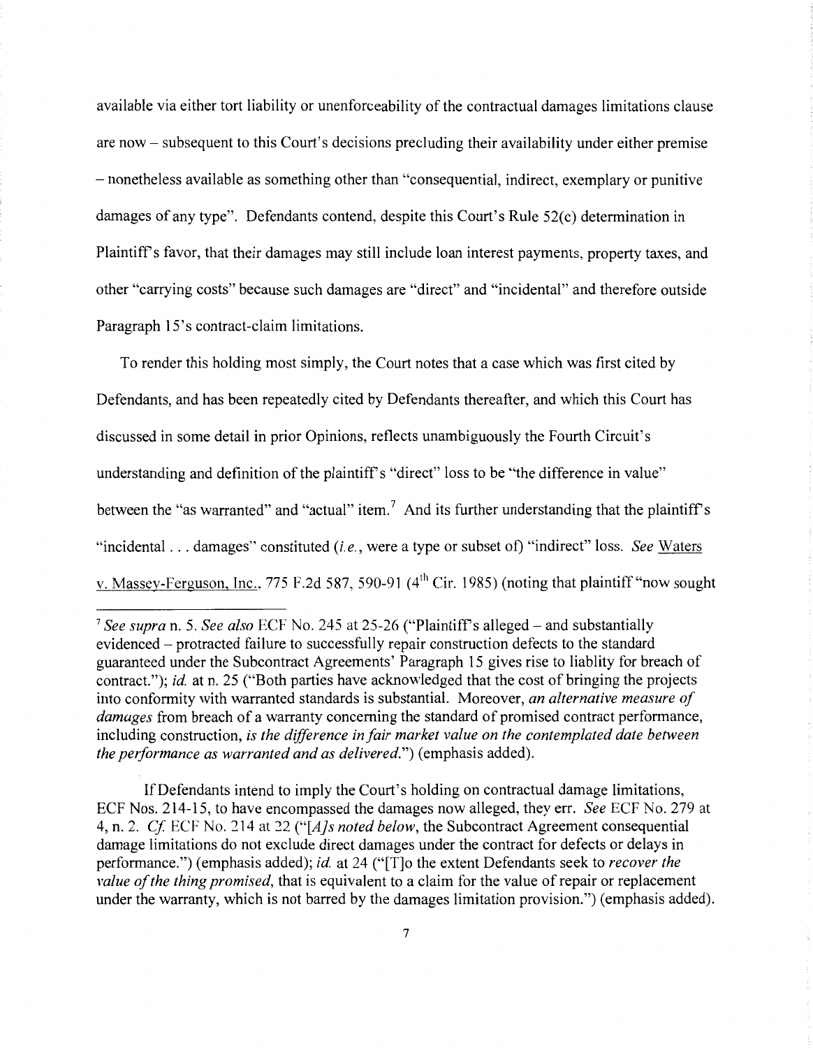available via either tort liability or unenforceability of the contractual damages limitations clause are now – subsequent to this Court's decisions precluding their availability under either premise – nonetheless available as something other than "consequential, indirect, exemplary or punitive damages of any type". Defendants contend, despite this Court's Rule 52(c) determination in Plaintiff's favor, that their damages may still include loan interest payments, property taxes, and other "carrying costs" because such damages are "direct" and "incidental" and therefore outside Paragraph 15's contract-claim limitations.

To render this holding most simply, the Court notes that a case which was first cited by Defendants, and has been repeatedly cited by Defendants thereafter, and which this Court has discussed in some detail in prior Opinions, reflects unambiguously the Fourth Circuit's understanding and definition of the plaintiff's "direct" loss to be "the difference in value" between the "as warranted" and "actual" item.[7] And its further understanding that the plaintiff's "incidental . . . damages" constituted (*i.e.*, were a type or subset of) "indirect" loss. *See* Waters v. Massey-Ferguson, Inc., 775 F.2d 587, 590-91 (4th Cir. 1985) (noting that plaintiff "now sought

---

[7] *See supra* n. 5. *See also* ECF No. 245 at 25-26 ("Plaintiff's alleged – and substantially evidenced – protracted failure to successfully repair construction defects to the standard guaranteed under the Subcontract Agreements' Paragraph 15 gives rise to liablity for breach of contract."); *id.* at n. 25 ("Both parties have acknowledged that the cost of bringing the projects into conformity with warranted standards is substantial. Moreover, *an alternative measure of damages* from breach of a warranty concerning the standard of promised contract performance, including construction, *is the difference in fair market value on the contemplated date between the performance as warranted and as delivered.*") (emphasis added).

If Defendants intend to imply the Court's holding on contractual damage limitations, ECF Nos. 214-15, to have encompassed the damages now alleged, they err. *See* ECF No. 279 at 4, n. 2. *Cf.* ECF No. 214 at 22 ("*[A]s noted below*, the Subcontract Agreement consequential damage limitations do not exclude direct damages under the contract for defects or delays in performance.") (emphasis added); *id.* at 24 ("[T]o the extent Defendants seek to *recover the value of the thing promised*, that is equivalent to a claim for the value of repair or replacement under the warranty, which is not barred by the damages limitation provision.") (emphasis added).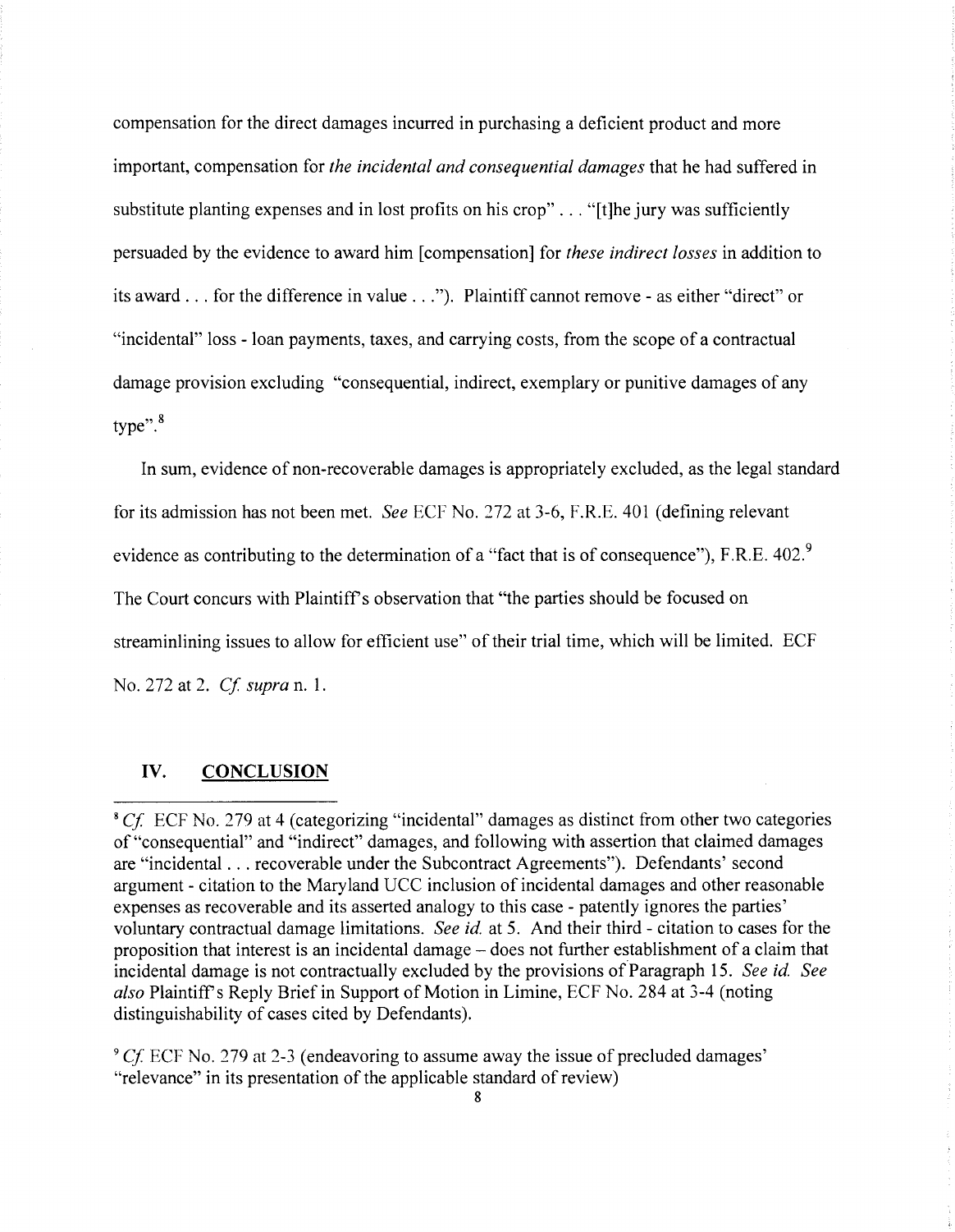compensation for the direct damages incurred in purchasing a deficient product and more important, compensation for *the incidental and consequential damages* that he had suffered in substitute planting expenses and in lost profits on his crop" . . . "[t]he jury was sufficiently persuaded by the evidence to award him [compensation] for *these indirect losses* in addition to its award . . . for the difference in value . . ."). Plaintiff cannot remove - as either "direct" or "incidental" loss - loan payments, taxes, and carrying costs, from the scope of a contractual damage provision excluding "consequential, indirect, exemplary or punitive damages of any type".[8]

In sum, evidence of non-recoverable damages is appropriately excluded, as the legal standard for its admission has not been met. *See* ECF No. 272 at 3-6, F.R.E. 401 (defining relevant evidence as contributing to the determination of a "fact that is of consequence"), F.R.E. 402.[9] The Court concurs with Plaintiff's observation that "the parties should be focused on streaminlining issues to allow for efficient use" of their trial time, which will be limited. ECF No. 272 at 2. *Cf. supra* n. 1.

## IV. CONCLUSION

---

[8] *Cf.* ECF No. 279 at 4 (categorizing "incidental" damages as distinct from other two categories of "consequential" and "indirect" damages, and following with assertion that claimed damages are "incidental . . . recoverable under the Subcontract Agreements"). Defendants' second argument - citation to the Maryland UCC inclusion of incidental damages and other reasonable expenses as recoverable and its asserted analogy to this case - patently ignores the parties' voluntary contractual damage limitations. *See id.* at 5. And their third - citation to cases for the proposition that interest is an incidental damage – does not further establishment of a claim that incidental damage is not contractually excluded by the provisions of Paragraph 15. *See id. See also* Plaintiff's Reply Brief in Support of Motion in Limine, ECF No. 284 at 3-4 (noting distinguishability of cases cited by Defendants).

[9] *Cf.* ECF No. 279 at 2-3 (endeavoring to assume away the issue of precluded damages' "relevance" in its presentation of the applicable standard of review)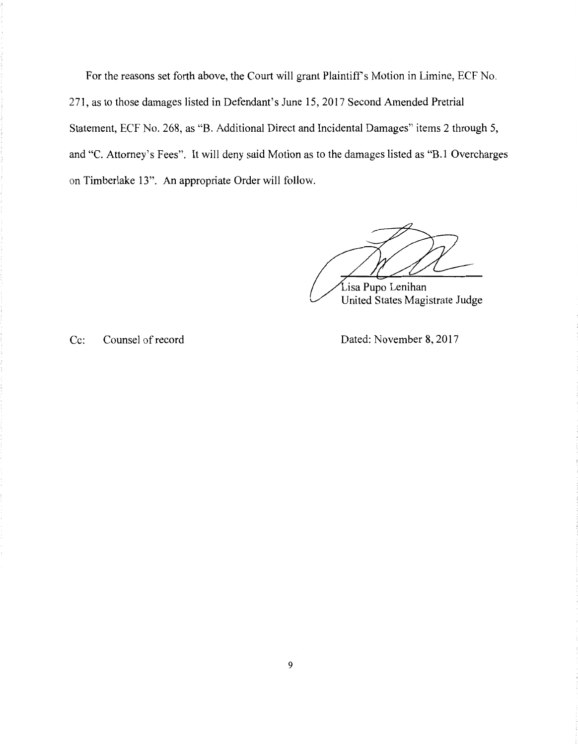For the reasons set forth above, the Court will grant Plaintiff's Motion in Limine, ECF No. 271, as to those damages listed in Defendant's June 15, 2017 Second Amended Pretrial Statement, ECF No. 268, as "B. Additional Direct and Incidental Damages" items 2 through 5, and "C. Attorney's Fees". It will deny said Motion as to the damages listed as "B.1 Overcharges on Timberlake 13". An appropriate Order will follow.

Lisa Pupo Lenihan
United States Magistrate Judge

Cc: Counsel of record

Dated: November 8, 2017